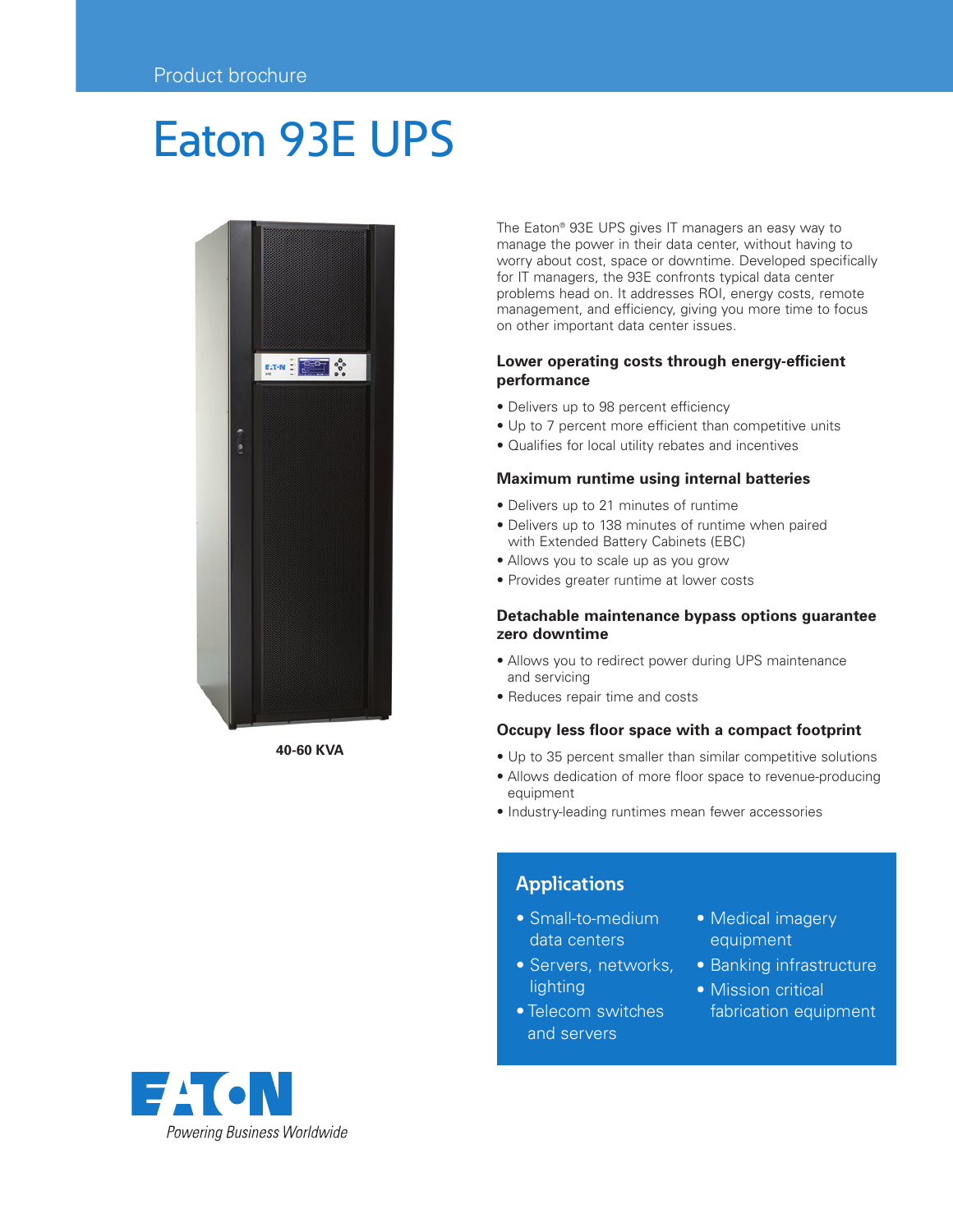Product brochure

# Eaton 93E UPS

40-60 KVA

The Eaton® 93E UPS gives IT managers an easy way to manage the power in their data center, without having to worry about cost, space or downtime. Developed specifically for IT managers, the 93E confronts typical data center problems head on. It addresses ROI, energy costs, remote management, and efficiency, giving you more time to focus on other important data center issues.

### Lower operating costs through energy-efficient performance

- Delivers up to 98 percent efficiency
- Up to 7 percent more efficient than competitive units
- Qualifies for local utility rebates and incentives

### Maximum runtime using internal batteries

- Delivers up to 21 minutes of runtime
- Delivers up to 138 minutes of runtime when paired with Extended Battery Cabinets (EBC)
- Allows you to scale up as you grow
- Provides greater runtime at lower costs

### Detachable maintenance bypass options guarantee zero downtime

- Allows you to redirect power during UPS maintenance and servicing
- Reduces repair time and costs

### Occupy less floor space with a compact footprint

- Up to 35 percent smaller than similar competitive solutions
- Allows dedication of more floor space to revenue-producing equipment
- Industry-leading runtimes mean fewer accessories

## Applications

- Small-to-medium data centers
- Servers, networks, lighting
- Telecom switches and servers
- Medical imagery equipment
- Banking infrastructure
- Mission critical fabrication equipment

EATON

*Powering Business Worldwide*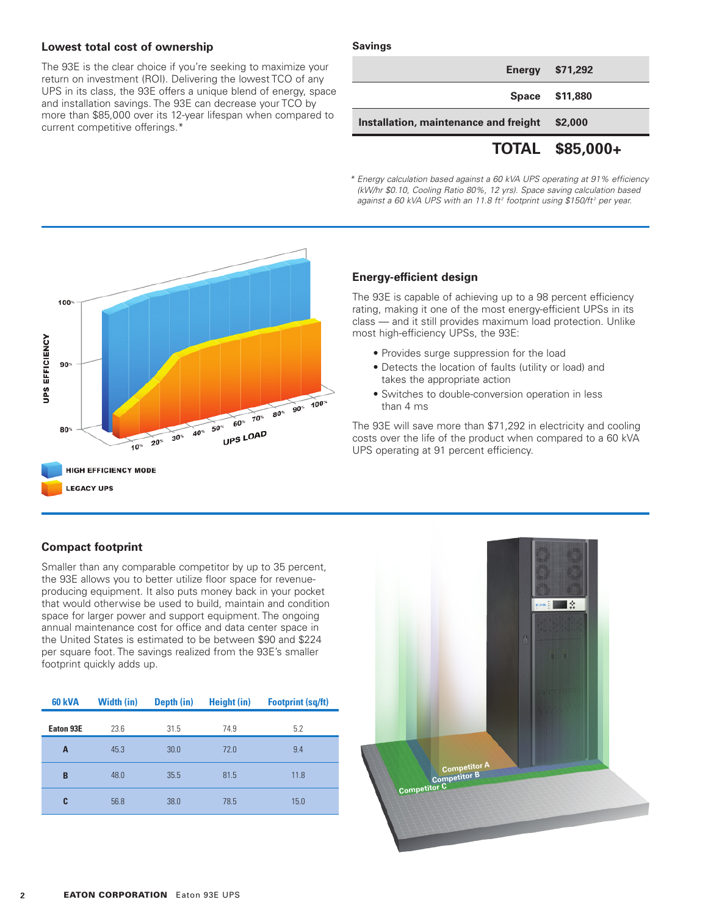## Lowest total cost of ownership

The 93E is the clear choice if you're seeking to maximize your return on investment (ROI). Delivering the lowest TCO of any UPS in its class, the 93E offers a unique blend of energy, space and installation savings. The 93E can decrease your TCO by more than $85,000 over its 12-year lifespan when compared to current competitive offerings.*

**Savings**

| | |
|---|---|
| **Energy** | **$71,292** |
| **Space** | **$11,880** |
| **Installation, maintenance and freight** | **$2,000** |
| **TOTAL** | **$85,000+** |

*\* Energy calculation based against a 60 kVA UPS operating at 91% efficiency (kW/hr $0.10, Cooling Ratio 80%, 12 yrs). Space saving calculation based against a 60 kVA UPS with an 11.8 ft² footprint using $150/ft² per year.*

UPS EFFICIENCY — 100%, 90%, 80%

UPS LOAD — 10%, 20%, 30%, 40%, 50%, 60%, 70%, 80%, 90%, 100%

HIGH EFFICIENCY MODE

LEGACY UPS

## Energy-efficient design

The 93E is capable of achieving up to a 98 percent efficiency rating, making it one of the most energy-efficient UPSs in its class — and it still provides maximum load protection. Unlike most high-efficiency UPSs, the 93E:

- Provides surge suppression for the load
- Detects the location of faults (utility or load) and takes the appropriate action
- Switches to double-conversion operation in less than 4 ms

The 93E will save more than $71,292 in electricity and cooling costs over the life of the product when compared to a 60 kVA UPS operating at 91 percent efficiency.

## Compact footprint

Smaller than any comparable competitor by up to 35 percent, the 93E allows you to better utilize floor space for revenue-producing equipment. It also puts money back in your pocket that would otherwise be used to build, maintain and condition space for larger power and support equipment. The ongoing annual maintenance cost for office and data center space in the United States is estimated to be between $90 and $224 per square foot. The savings realized from the 93E's smaller footprint quickly adds up.

| 60 kVA | Width (in) | Depth (in) | Height (in) | Footprint (sq/ft) |
|---|---|---|---|---|
| Eaton 93E | 23.6 | 31.5 | 74.9 | 5.2 |
| A | 45.3 | 30.0 | 72.0 | 9.4 |
| B | 48.0 | 35.5 | 81.5 | 11.8 |
| C | 56.8 | 38.0 | 78.5 | 15.0 |

Competitor A

Competitor B

Competitor C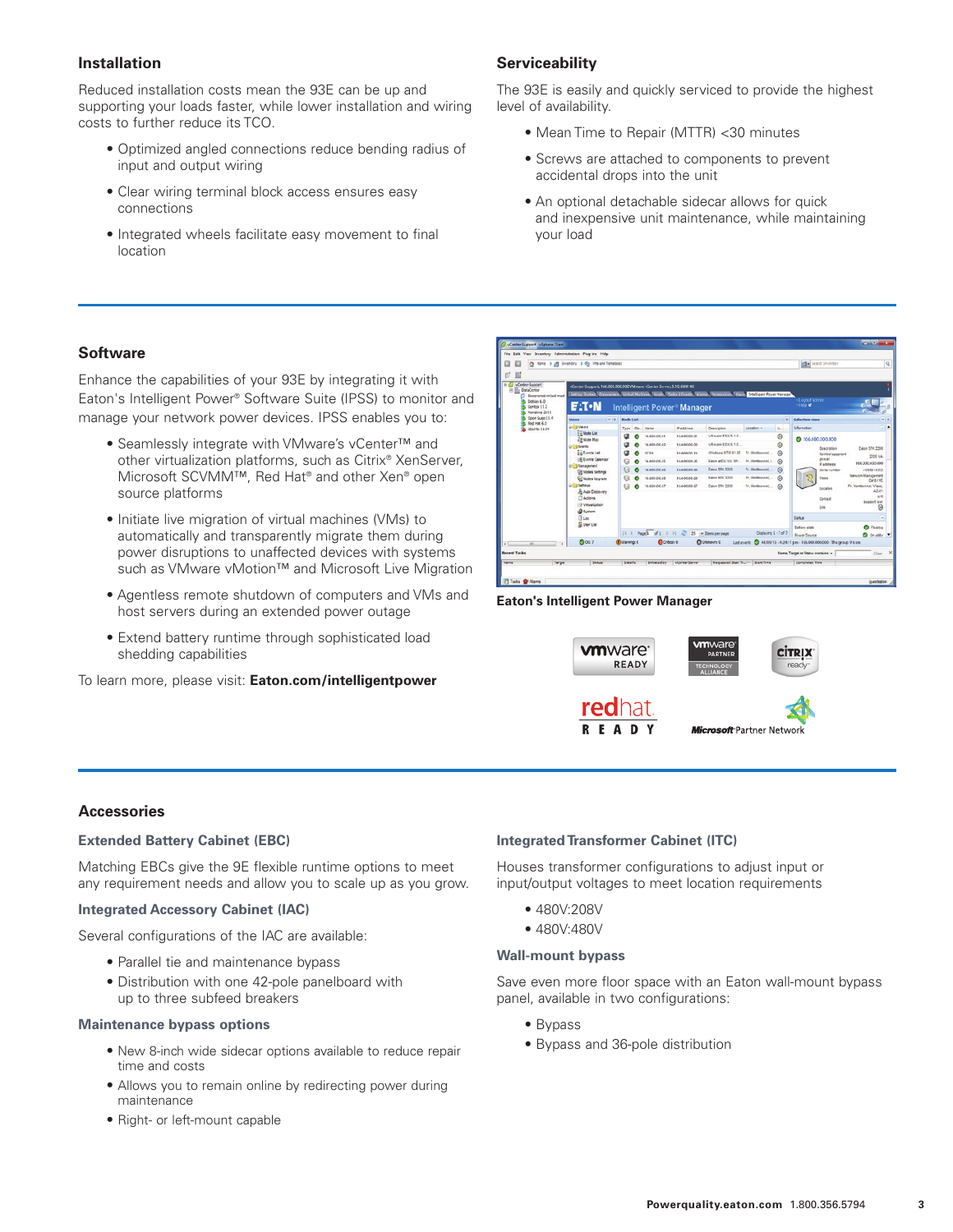## Installation

Reduced installation costs mean the 93E can be up and supporting your loads faster, while lower installation and wiring costs to further reduce its TCO.

- Optimized angled connections reduce bending radius of input and output wiring
- Clear wiring terminal block access ensures easy connections
- Integrated wheels facilitate easy movement to final location

## Serviceability

The 93E is easily and quickly serviced to provide the highest level of availability.

- Mean Time to Repair (MTTR) <30 minutes
- Screws are attached to components to prevent accidental drops into the unit
- An optional detachable sidecar allows for quick and inexpensive unit maintenance, while maintaining your load

## Software

Enhance the capabilities of your 93E by integrating it with Eaton's Intelligent Power® Software Suite (IPSS) to monitor and manage your network power devices. IPSS enables you to:

- Seamlessly integrate with VMware's vCenter™ and other virtualization platforms, such as Citrix® XenServer, Microsoft SCVMM™, Red Hat® and other Xen® open source platforms
- Initiate live migration of virtual machines (VMs) to automatically and transparently migrate them during power disruptions to unaffected devices with systems such as VMware vMotion™ and Microsoft Live Migration
- Agentless remote shutdown of computers and VMs and host servers during an extended power outage
- Extend battery runtime through sophisticated load shedding capabilities

To learn more, please visit: **Eaton.com/intelligentpower**

**Eaton's Intelligent Power Manager**

## Accessories

### Extended Battery Cabinet (EBC)

Matching EBCs give the 9E flexible runtime options to meet any requirement needs and allow you to scale up as you grow.

### Integrated Accessory Cabinet (IAC)

Several configurations of the IAC are available:

- Parallel tie and maintenance bypass
- Distribution with one 42-pole panelboard with up to three subfeed breakers

### Maintenance bypass options

- New 8-inch wide sidecar options available to reduce repair time and costs
- Allows you to remain online by redirecting power during maintenance
- Right- or left-mount capable

### Integrated Transformer Cabinet (ITC)

Houses transformer configurations to adjust input or input/output voltages to meet location requirements

- 480V:208V
- 480V:480V

### Wall-mount bypass

Save even more floor space with an Eaton wall-mount bypass panel, available in two configurations:

- Bypass
- Bypass and 36-pole distribution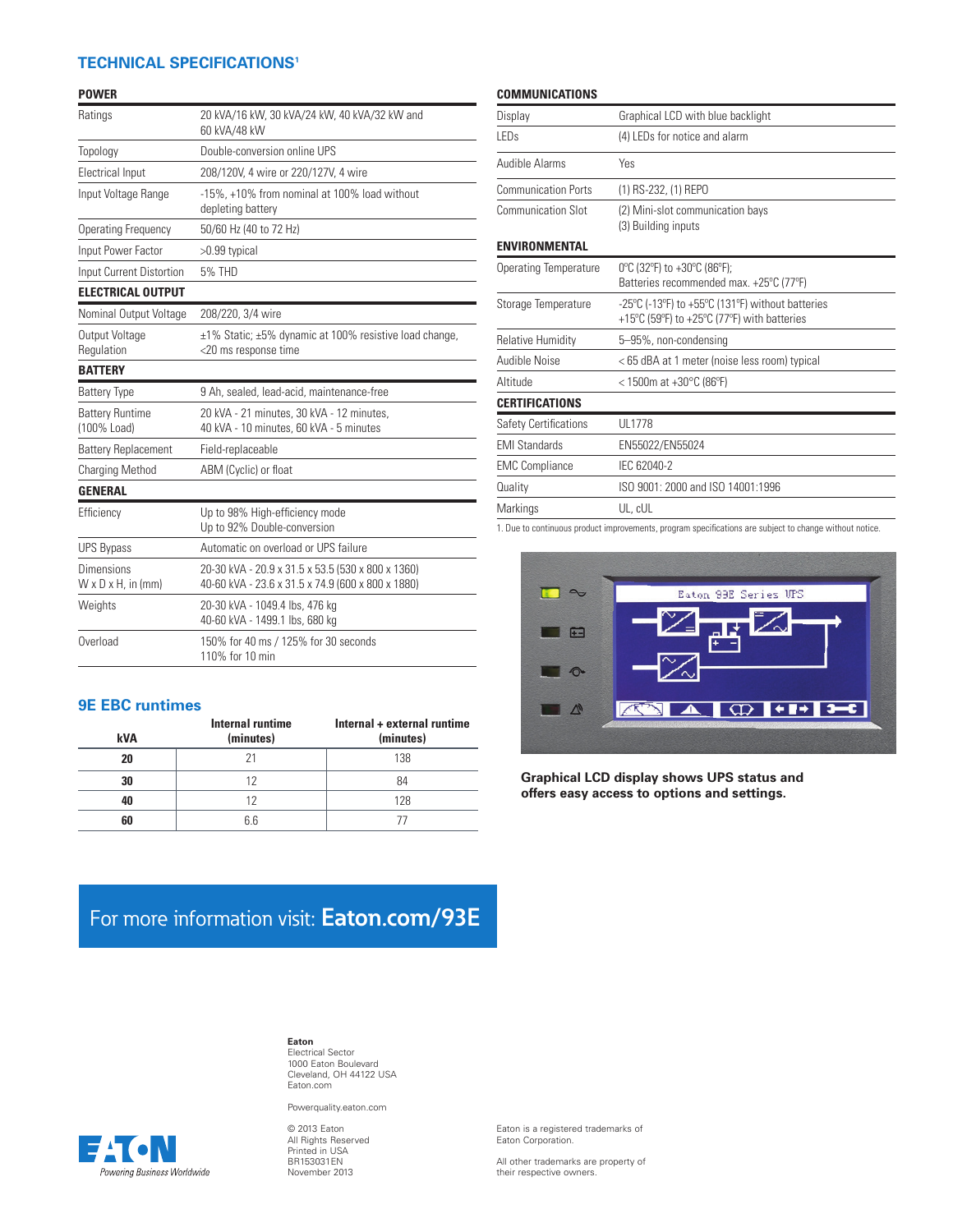## TECHNICAL SPECIFICATIONS[1]

| POWER | |
|---|---|
| Ratings | 20 kVA/16 kW, 30 kVA/24 kW, 40 kVA/32 kW and 60 kVA/48 kW |
| Topology | Double-conversion online UPS |
| Electrical Input | 208/120V, 4 wire or 220/127V, 4 wire |
| Input Voltage Range | -15%, +10% from nominal at 100% load without depleting battery |
| Operating Frequency | 50/60 Hz (40 to 72 Hz) |
| Input Power Factor | >0.99 typical |
| Input Current Distortion | 5% THD |
| **ELECTRICAL OUTPUT** | |
| Nominal Output Voltage | 208/220, 3/4 wire |
| Output Voltage Regulation | ±1% Static; ±5% dynamic at 100% resistive load change, <20 ms response time |
| **BATTERY** | |
| Battery Type | 9 Ah, sealed, lead-acid, maintenance-free |
| Battery Runtime (100% Load) | 20 kVA - 21 minutes, 30 kVA - 12 minutes, 40 kVA - 10 minutes, 60 kVA - 5 minutes |
| Battery Replacement | Field-replaceable |
| Charging Method | ABM (Cyclic) or float |
| **GENERAL** | |
| Efficiency | Up to 98% High-efficiency mode<br>Up to 92% Double-conversion |
| UPS Bypass | Automatic on overload or UPS failure |
| Dimensions W x D x H, in (mm) | 20-30 kVA - 20.9 x 31.5 x 53.5 (530 x 800 x 1360)<br>40-60 kVA - 23.6 x 31.5 x 74.9 (600 x 800 x 1880) |
| Weights | 20-30 kVA - 1049.4 lbs, 476 kg<br>40-60 kVA - 1499.1 lbs, 680 kg |
| Overload | 150% for 40 ms / 125% for 30 seconds<br>110% for 10 min |

### 9E EBC runtimes

| kVA | Internal runtime (minutes) | Internal + external runtime (minutes) |
|---|---|---|
| **20** | 21 | 138 |
| **30** | 12 | 84 |
| **40** | 12 | 128 |
| **60** | 6.6 | 77 |

| COMMUNICATIONS | |
|---|---|
| Display | Graphical LCD with blue backlight |
| LEDs | (4) LEDs for notice and alarm |
| Audible Alarms | Yes |
| Communication Ports | (1) RS-232, (1) REPO |
| Communication Slot | (2) Mini-slot communication bays<br>(3) Building inputs |
| **ENVIRONMENTAL** | |
| Operating Temperature | 0°C (32°F) to +30°C (86°F); Batteries recommended max. +25°C (77°F) |
| Storage Temperature | -25°C (-13°F) to +55°C (131°F) without batteries<br>+15°C (59°F) to +25°C (77°F) with batteries |
| Relative Humidity | 5–95%, non-condensing |
| Audible Noise | < 65 dBA at 1 meter (noise less room) typical |
| Altitude | < 1500m at +30°C (86°F) |
| **CERTIFICATIONS** | |
| Safety Certifications | UL1778 |
| EMI Standards | EN55022/EN55024 |
| EMC Compliance | IEC 62040-2 |
| Quality | ISO 9001: 2000 and ISO 14001:1996 |
| Markings | UL, cUL |

1. Due to continuous product improvements, program specifications are subject to change without notice.

**Graphical LCD display shows UPS status and offers easy access to options and settings.**

For more information visit: **Eaton.com/93E**

**Eaton**
Electrical Sector
1000 Eaton Boulevard
Cleveland, OH 44122 USA
Eaton.com

Powerquality.eaton.com

© 2013 Eaton
All Rights Reserved
Printed in USA
BR153031EN
November 2013

Eaton is a registered trademarks of Eaton Corporation.

All other trademarks are property of their respective owners.

EATON
*Powering Business Worldwide*